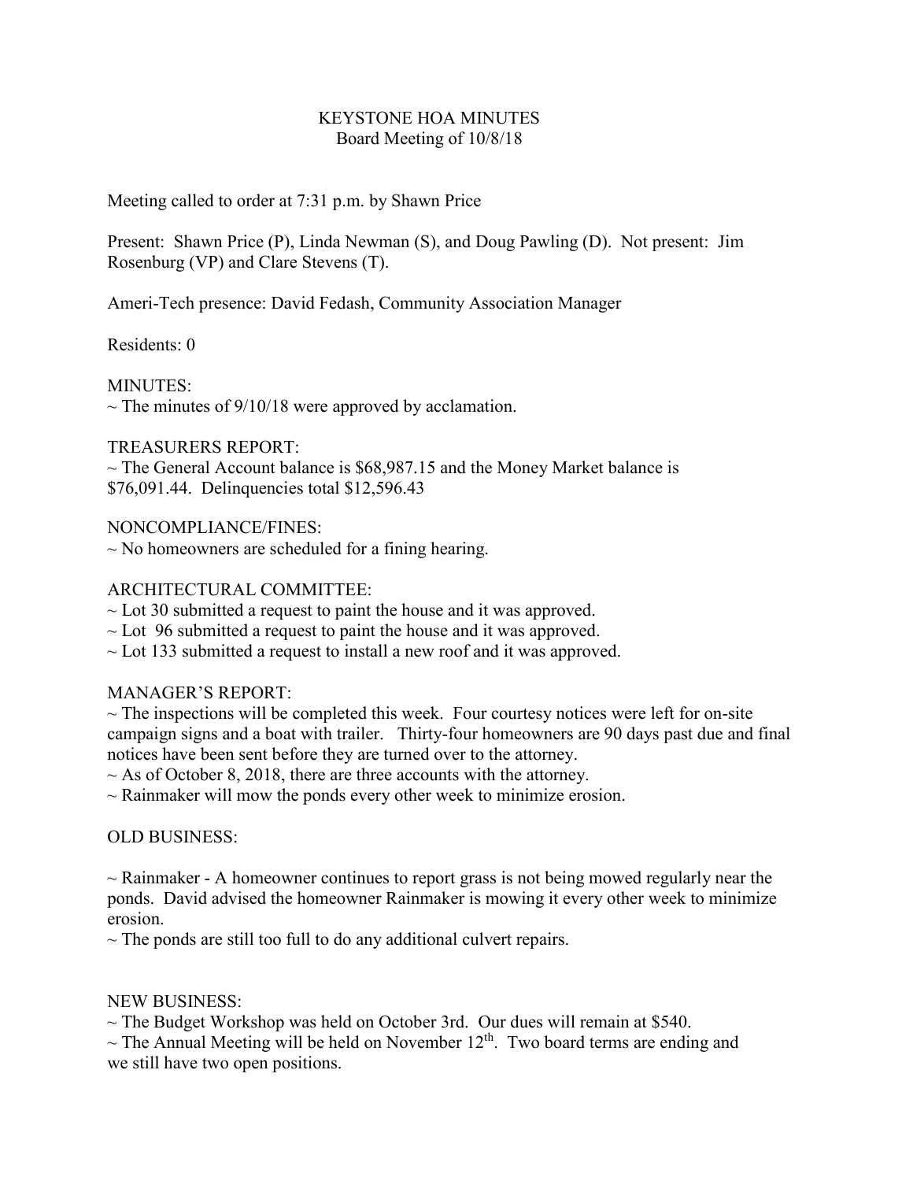# KEYSTONE HOA MINUTES

## Board Meeting of 10/8/18

Meeting called to order at 7:31 p.m. by Shawn Price

Present: Shawn Price (P), Linda Newman (S), and Doug Pawling (D). Not present: Jim Rosenburg (VP) and Clare Stevens (T).

Ameri-Tech presence: David Fedash, Community Association Manager

Residents: 0

MINUTES:
~ The minutes of 9/10/18 were approved by acclamation.

TREASURERS REPORT:
~ The General Account balance is $68,987.15 and the Money Market balance is $76,091.44. Delinquencies total $12,596.43

NONCOMPLIANCE/FINES:
~ No homeowners are scheduled for a fining hearing.

ARCHITECTURAL COMMITTEE:
~ Lot 30 submitted a request to paint the house and it was approved.
~ Lot 96 submitted a request to paint the house and it was approved.
~ Lot 133 submitted a request to install a new roof and it was approved.

MANAGER'S REPORT:
~ The inspections will be completed this week. Four courtesy notices were left for on-site campaign signs and a boat with trailer. Thirty-four homeowners are 90 days past due and final notices have been sent before they are turned over to the attorney.
~ As of October 8, 2018, there are three accounts with the attorney.
~ Rainmaker will mow the ponds every other week to minimize erosion.

OLD BUSINESS:

~ Rainmaker - A homeowner continues to report grass is not being mowed regularly near the ponds. David advised the homeowner Rainmaker is mowing it every other week to minimize erosion.
~ The ponds are still too full to do any additional culvert repairs.

NEW BUSINESS:
~ The Budget Workshop was held on October 3rd. Our dues will remain at $540.
~ The Annual Meeting will be held on November 12th. Two board terms are ending and we still have two open positions.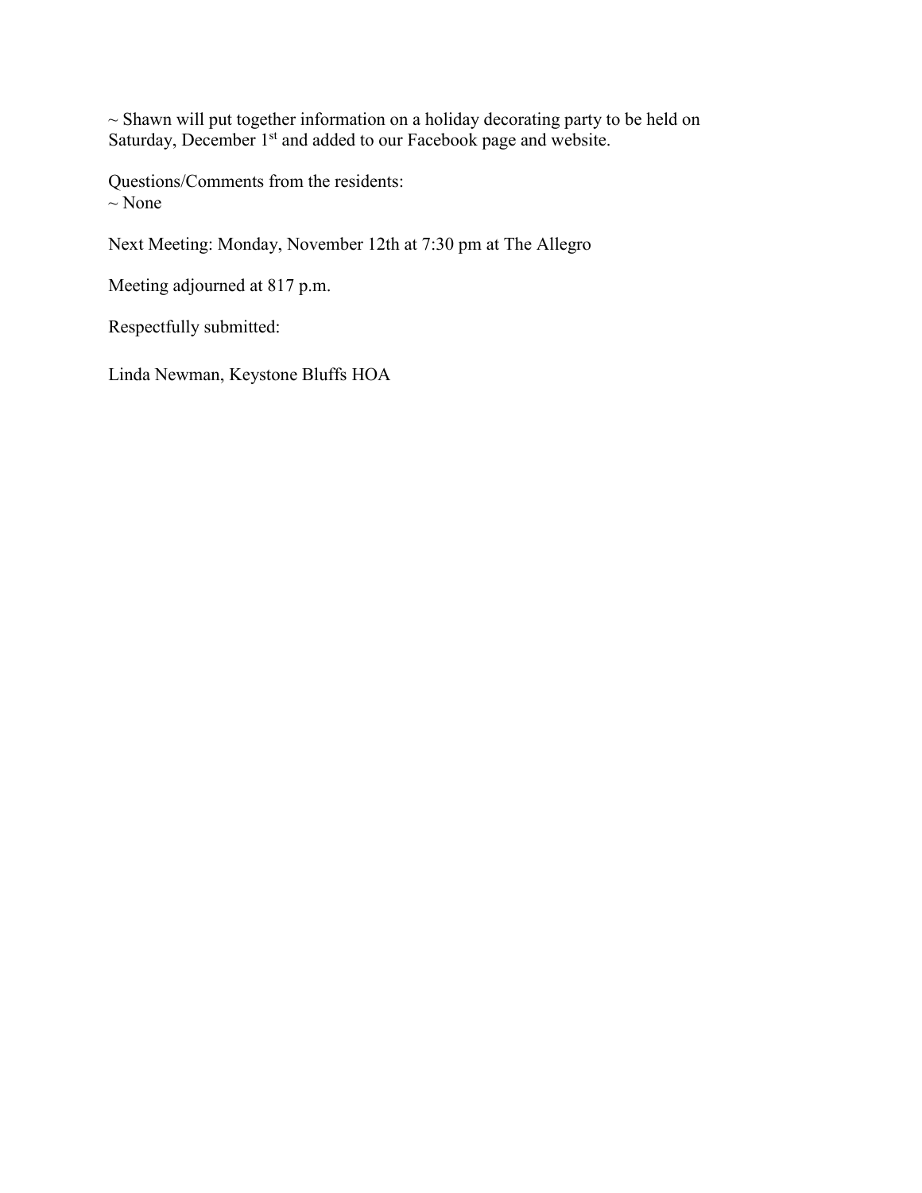~ Shawn will put together information on a holiday decorating party to be held on Saturday, December 1st and added to our Facebook page and website.

Questions/Comments from the residents:
~ None

Next Meeting: Monday, November 12th at 7:30 pm at The Allegro

Meeting adjourned at 817 p.m.

Respectfully submitted:

Linda Newman, Keystone Bluffs HOA